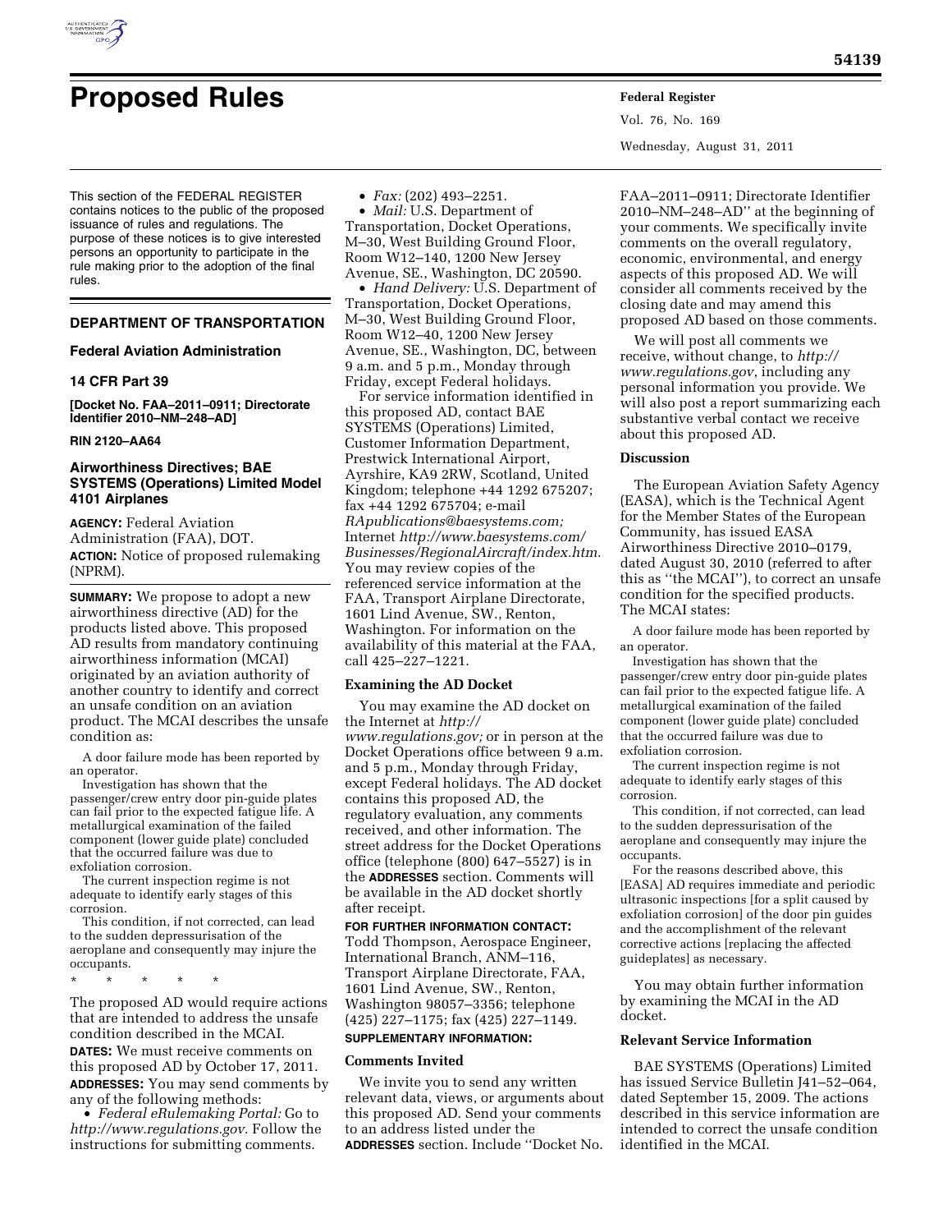# Proposed Rules

This section of the FEDERAL REGISTER contains notices to the public of the proposed issuance of rules and regulations. The purpose of these notices is to give interested persons an opportunity to participate in the rule making prior to the adoption of the final rules.

## DEPARTMENT OF TRANSPORTATION

### Federal Aviation Administration

### 14 CFR Part 39

**[Docket No. FAA–2011–0911; Directorate Identifier 2010–NM–248–AD]**

**RIN 2120–AA64**

### Airworthiness Directives; BAE SYSTEMS (Operations) Limited Model 4101 Airplanes

**AGENCY:** Federal Aviation Administration (FAA), DOT.

**ACTION:** Notice of proposed rulemaking (NPRM).

**SUMMARY:** We propose to adopt a new airworthiness directive (AD) for the products listed above. This proposed AD results from mandatory continuing airworthiness information (MCAI) originated by an aviation authority of another country to identify and correct an unsafe condition on an aviation product. The MCAI describes the unsafe condition as:

> A door failure mode has been reported by an operator.
>
> Investigation has shown that the passenger/crew entry door pin-guide plates can fail prior to the expected fatigue life. A metallurgical examination of the failed component (lower guide plate) concluded that the occurred failure was due to exfoliation corrosion.
>
> The current inspection regime is not adequate to identify early stages of this corrosion.
>
> This condition, if not corrected, can lead to the sudden depressurisation of the aeroplane and consequently may injure the occupants.
>
> \* \* \* \* \*

The proposed AD would require actions that are intended to address the unsafe condition described in the MCAI.

**DATES:** We must receive comments on this proposed AD by October 17, 2011.

**ADDRESSES:** You may send comments by any of the following methods:

- *Federal eRulemaking Portal:* Go to *http://www.regulations.gov*. Follow the instructions for submitting comments.
- *Fax:* (202) 493–2251.
- *Mail:* U.S. Department of Transportation, Docket Operations, M–30, West Building Ground Floor, Room W12–140, 1200 New Jersey Avenue, SE., Washington, DC 20590.
- *Hand Delivery:* U.S. Department of Transportation, Docket Operations, M–30, West Building Ground Floor, Room W12–40, 1200 New Jersey Avenue, SE., Washington, DC, between 9 a.m. and 5 p.m., Monday through Friday, except Federal holidays.

For service information identified in this proposed AD, contact BAE SYSTEMS (Operations) Limited, Customer Information Department, Prestwick International Airport, Ayrshire, KA9 2RW, Scotland, United Kingdom; telephone +44 1292 675207; fax +44 1292 675704; e-mail *RApublications@baesystems.com;* Internet *http://www.baesystems.com/Businesses/RegionalAircraft/index.htm.* You may review copies of the referenced service information at the FAA, Transport Airplane Directorate, 1601 Lind Avenue, SW., Renton, Washington. For information on the availability of this material at the FAA, call 425–227–1221.

#### Examining the AD Docket

You may examine the AD docket on the Internet at *http://www.regulations.gov;* or in person at the Docket Operations office between 9 a.m. and 5 p.m., Monday through Friday, except Federal holidays. The AD docket contains this proposed AD, the regulatory evaluation, any comments received, and other information. The street address for the Docket Operations office (telephone (800) 647–5527) is in the **ADDRESSES** section. Comments will be available in the AD docket shortly after receipt.

**FOR FURTHER INFORMATION CONTACT:** Todd Thompson, Aerospace Engineer, International Branch, ANM–116, Transport Airplane Directorate, FAA, 1601 Lind Avenue, SW., Renton, Washington 98057–3356; telephone (425) 227–1175; fax (425) 227–1149.

**SUPPLEMENTARY INFORMATION:**

#### Comments Invited

We invite you to send any written relevant data, views, or arguments about this proposed AD. Send your comments to an address listed under the **ADDRESSES** section. Include ''Docket No. FAA–2011–0911; Directorate Identifier 2010–NM–248–AD'' at the beginning of your comments. We specifically invite comments on the overall regulatory, economic, environmental, and energy aspects of this proposed AD. We will consider all comments received by the closing date and may amend this proposed AD based on those comments.

We will post all comments we receive, without change, to *http://www.regulations.gov*, including any personal information you provide. We will also post a report summarizing each substantive verbal contact we receive about this proposed AD.

#### Discussion

The European Aviation Safety Agency (EASA), which is the Technical Agent for the Member States of the European Community, has issued EASA Airworthiness Directive 2010–0179, dated August 30, 2010 (referred to after this as ''the MCAI''), to correct an unsafe condition for the specified products. The MCAI states:

> A door failure mode has been reported by an operator.
>
> Investigation has shown that the passenger/crew entry door pin-guide plates can fail prior to the expected fatigue life. A metallurgical examination of the failed component (lower guide plate) concluded that the occurred failure was due to exfoliation corrosion.
>
> The current inspection regime is not adequate to identify early stages of this corrosion.
>
> This condition, if not corrected, can lead to the sudden depressurisation of the aeroplane and consequently may injure the occupants.
>
> For the reasons described above, this [EASA] AD requires immediate and periodic ultrasonic inspections [for a split caused by exfoliation corrosion] of the door pin guides and the accomplishment of the relevant corrective actions [replacing the affected guideplates] as necessary.

You may obtain further information by examining the MCAI in the AD docket.

#### Relevant Service Information

BAE SYSTEMS (Operations) Limited has issued Service Bulletin J41–52–064, dated September 15, 2009. The actions described in this service information are intended to correct the unsafe condition identified in the MCAI.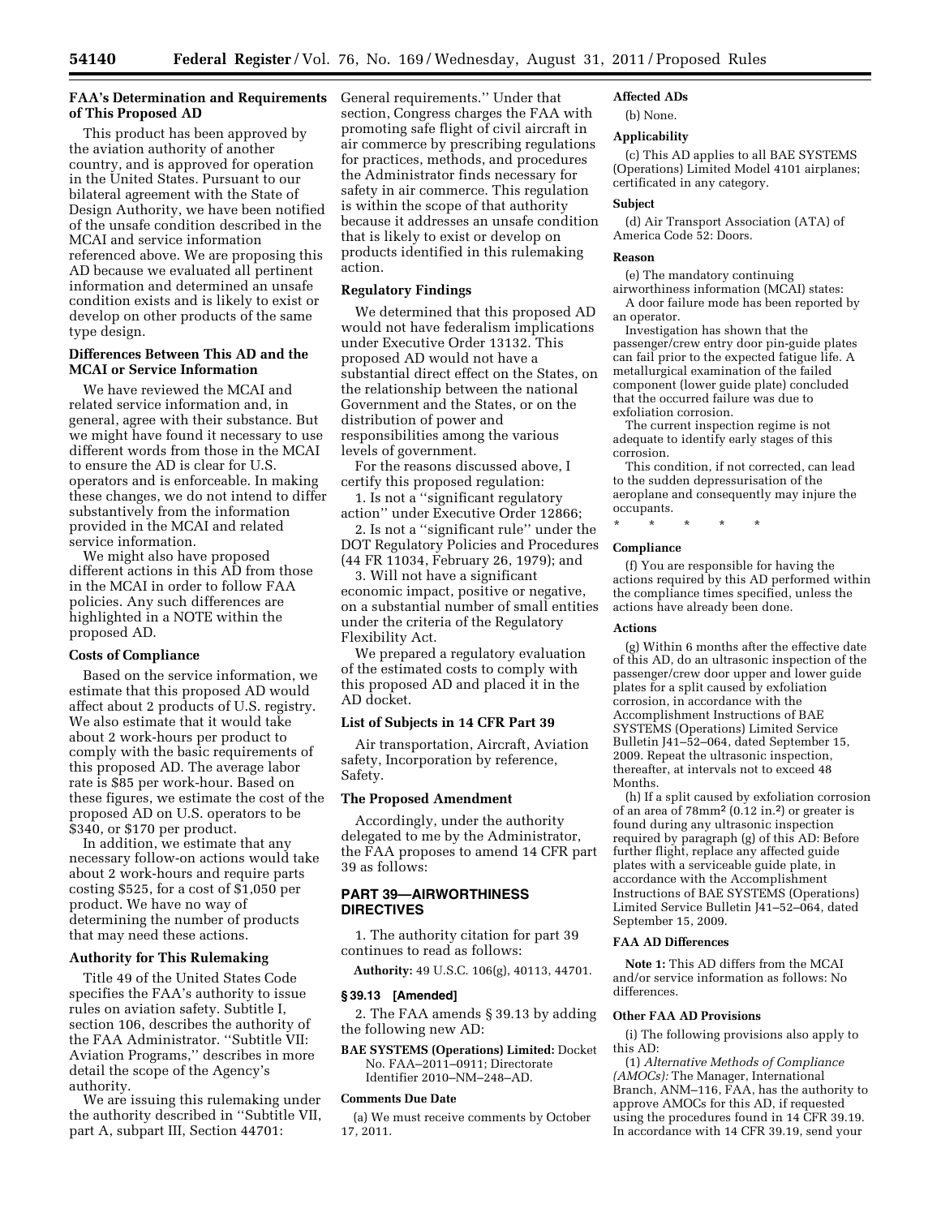### FAA's Determination and Requirements of This Proposed AD

This product has been approved by the aviation authority of another country, and is approved for operation in the United States. Pursuant to our bilateral agreement with the State of Design Authority, we have been notified of the unsafe condition described in the MCAI and service information referenced above. We are proposing this AD because we evaluated all pertinent information and determined an unsafe condition exists and is likely to exist or develop on other products of the same type design.

### Differences Between This AD and the MCAI or Service Information

We have reviewed the MCAI and related service information and, in general, agree with their substance. But we might have found it necessary to use different words from those in the MCAI to ensure the AD is clear for U.S. operators and is enforceable. In making these changes, we do not intend to differ substantively from the information provided in the MCAI and related service information.

We might also have proposed different actions in this AD from those in the MCAI in order to follow FAA policies. Any such differences are highlighted in a NOTE within the proposed AD.

### Costs of Compliance

Based on the service information, we estimate that this proposed AD would affect about 2 products of U.S. registry. We also estimate that it would take about 2 work-hours per product to comply with the basic requirements of this proposed AD. The average labor rate is $85 per work-hour. Based on these figures, we estimate the cost of the proposed AD on U.S. operators to be $340, or $170 per product.

In addition, we estimate that any necessary follow-on actions would take about 2 work-hours and require parts costing $525, for a cost of $1,050 per product. We have no way of determining the number of products that may need these actions.

### Authority for This Rulemaking

Title 49 of the United States Code specifies the FAA's authority to issue rules on aviation safety. Subtitle I, section 106, describes the authority of the FAA Administrator. "Subtitle VII: Aviation Programs," describes in more detail the scope of the Agency's authority.

We are issuing this rulemaking under the authority described in "Subtitle VII, part A, subpart III, Section 44701: General requirements." Under that section, Congress charges the FAA with promoting safe flight of civil aircraft in air commerce by prescribing regulations for practices, methods, and procedures the Administrator finds necessary for safety in air commerce. This regulation is within the scope of that authority because it addresses an unsafe condition that is likely to exist or develop on products identified in this rulemaking action.

### Regulatory Findings

We determined that this proposed AD would not have federalism implications under Executive Order 13132. This proposed AD would not have a substantial direct effect on the States, on the relationship between the national Government and the States, or on the distribution of power and responsibilities among the various levels of government.

For the reasons discussed above, I certify this proposed regulation:

1. Is not a "significant regulatory action" under Executive Order 12866;

2. Is not a "significant rule" under the DOT Regulatory Policies and Procedures (44 FR 11034, February 26, 1979); and

3. Will not have a significant economic impact, positive or negative, on a substantial number of small entities under the criteria of the Regulatory Flexibility Act.

We prepared a regulatory evaluation of the estimated costs to comply with this proposed AD and placed it in the AD docket.

### List of Subjects in 14 CFR Part 39

Air transportation, Aircraft, Aviation safety, Incorporation by reference, Safety.

### The Proposed Amendment

Accordingly, under the authority delegated to me by the Administrator, the FAA proposes to amend 14 CFR part 39 as follows:

## PART 39—AIRWORTHINESS DIRECTIVES

1. The authority citation for part 39 continues to read as follows:

**Authority:** 49 U.S.C. 106(g), 40113, 44701.

### § 39.13 [Amended]

2. The FAA amends § 39.13 by adding the following new AD:

**BAE SYSTEMS (Operations) Limited:** Docket No. FAA–2011–0911; Directorate Identifier 2010–NM–248–AD.

#### Comments Due Date

(a) We must receive comments by October 17, 2011.

#### Affected ADs

(b) None.

#### Applicability

(c) This AD applies to all BAE SYSTEMS (Operations) Limited Model 4101 airplanes; certificated in any category.

#### Subject

(d) Air Transport Association (ATA) of America Code 52: Doors.

#### Reason

(e) The mandatory continuing airworthiness information (MCAI) states:

A door failure mode has been reported by an operator.

Investigation has shown that the passenger/crew entry door pin-guide plates can fail prior to the expected fatigue life. A metallurgical examination of the failed component (lower guide plate) concluded that the occurred failure was due to exfoliation corrosion.

The current inspection regime is not adequate to identify early stages of this corrosion.

This condition, if not corrected, can lead to the sudden depressurisation of the aeroplane and consequently may injure the occupants.

\* \* \* \* \*

#### Compliance

(f) You are responsible for having the actions required by this AD performed within the compliance times specified, unless the actions have already been done.

#### Actions

(g) Within 6 months after the effective date of this AD, do an ultrasonic inspection of the passenger/crew door upper and lower guide plates for a split caused by exfoliation corrosion, in accordance with the Accomplishment Instructions of BAE SYSTEMS (Operations) Limited Service Bulletin J41–52–064, dated September 15, 2009. Repeat the ultrasonic inspection, thereafter, at intervals not to exceed 48 Months.

(h) If a split caused by exfoliation corrosion of an area of 78mm$^2$ (0.12 in.$^2$) or greater is found during any ultrasonic inspection required by paragraph (g) of this AD: Before further flight, replace any affected guide plates with a serviceable guide plate, in accordance with the Accomplishment Instructions of BAE SYSTEMS (Operations) Limited Service Bulletin J41–52–064, dated September 15, 2009.

#### FAA AD Differences

**Note 1:** This AD differs from the MCAI and/or service information as follows: No differences.

#### Other FAA AD Provisions

(i) The following provisions also apply to this AD:

(1) *Alternative Methods of Compliance (AMOCs):* The Manager, International Branch, ANM–116, FAA, has the authority to approve AMOCs for this AD, if requested using the procedures found in 14 CFR 39.19. In accordance with 14 CFR 39.19, send your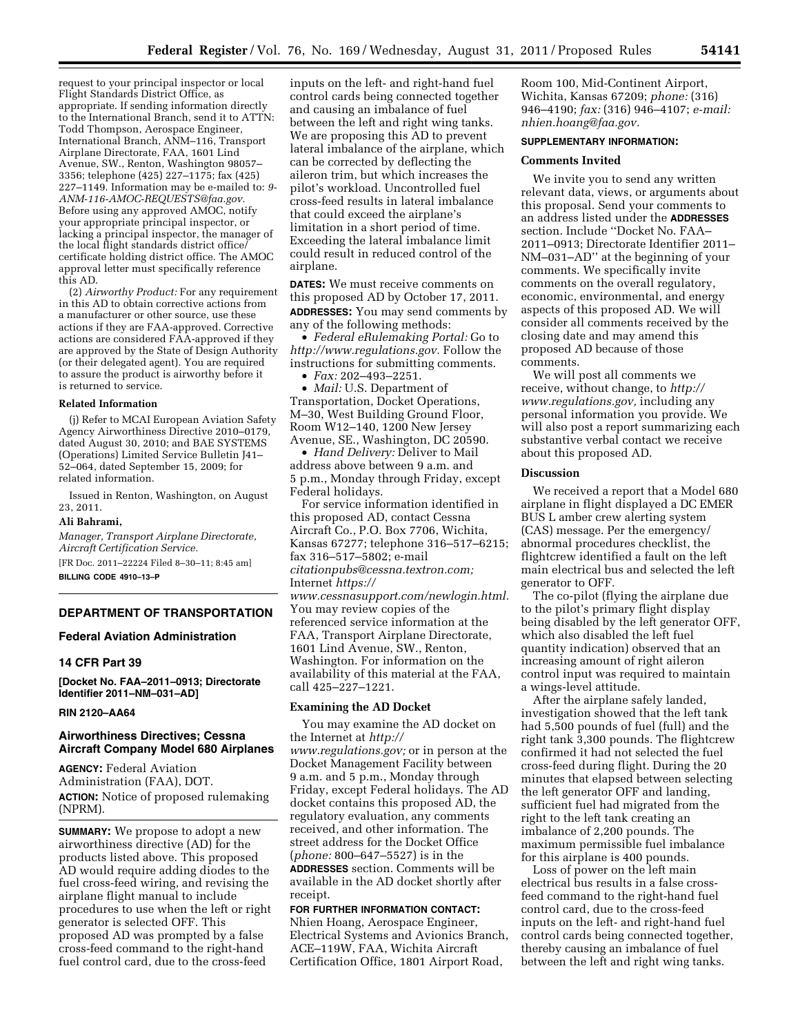request to your principal inspector or local Flight Standards District Office, as appropriate. If sending information directly to the International Branch, send it to ATTN: Todd Thompson, Aerospace Engineer, International Branch, ANM–116, Transport Airplane Directorate, FAA, 1601 Lind Avenue, SW., Renton, Washington 98057–3356; telephone (425) 227–1175; fax (425) 227–1149. Information may be e-mailed to: *9-ANM-116-AMOC-REQUESTS@faa.gov.* Before using any approved AMOC, notify your appropriate principal inspector, or lacking a principal inspector, the manager of the local flight standards district office/certificate holding district office. The AMOC approval letter must specifically reference this AD.

(2) *Airworthy Product:* For any requirement in this AD to obtain corrective actions from a manufacturer or other source, use these actions if they are FAA-approved. Corrective actions are considered FAA-approved if they are approved by the State of Design Authority (or their delegated agent). You are required to assure the product is airworthy before it is returned to service.

**Related Information**

(j) Refer to MCAI European Aviation Safety Agency Airworthiness Directive 2010–0179, dated August 30, 2010; and BAE SYSTEMS (Operations) Limited Service Bulletin J41–52–064, dated September 15, 2009; for related information.

Issued in Renton, Washington, on August 23, 2011.

**Ali Bahrami,**

*Manager, Transport Airplane Directorate, Aircraft Certification Service.*

[FR Doc. 2011–22224 Filed 8–30–11; 8:45 am]

**BILLING CODE 4910–13–P**

## DEPARTMENT OF TRANSPORTATION

### Federal Aviation Administration

### 14 CFR Part 39

**[Docket No. FAA–2011–0913; Directorate Identifier 2011–NM–031–AD]**

**RIN 2120–AA64**

### Airworthiness Directives; Cessna Aircraft Company Model 680 Airplanes

**AGENCY:** Federal Aviation Administration (FAA), DOT.

**ACTION:** Notice of proposed rulemaking (NPRM).

**SUMMARY:** We propose to adopt a new airworthiness directive (AD) for the products listed above. This proposed AD would require adding diodes to the fuel cross-feed wiring, and revising the airplane flight manual to include procedures to use when the left or right generator is selected OFF. This proposed AD was prompted by a false cross-feed command to the right-hand fuel control card, due to the cross-feed inputs on the left- and right-hand fuel control cards being connected together and causing an imbalance of fuel between the left and right wing tanks. We are proposing this AD to prevent lateral imbalance of the airplane, which can be corrected by deflecting the aileron trim, but which increases the pilot's workload. Uncontrolled fuel cross-feed results in lateral imbalance that could exceed the airplane's limitation in a short period of time. Exceeding the lateral imbalance limit could result in reduced control of the airplane.

**DATES:** We must receive comments on this proposed AD by October 17, 2011.

**ADDRESSES:** You may send comments by any of the following methods:

- *Federal eRulemaking Portal:* Go to *http://www.regulations.gov.* Follow the instructions for submitting comments.
- *Fax:* 202–493–2251.
- *Mail:* U.S. Department of Transportation, Docket Operations, M–30, West Building Ground Floor, Room W12–140, 1200 New Jersey Avenue, SE., Washington, DC 20590.
- *Hand Delivery:* Deliver to Mail address above between 9 a.m. and 5 p.m., Monday through Friday, except Federal holidays.

For service information identified in this proposed AD, contact Cessna Aircraft Co., P.O. Box 7706, Wichita, Kansas 67277; telephone 316–517–6215; fax 316–517–5802; e-mail *citationpubs@cessna.textron.com;* Internet *https://www.cessnasupport.com/newlogin.html.* You may review copies of the referenced service information at the FAA, Transport Airplane Directorate, 1601 Lind Avenue, SW., Renton, Washington. For information on the availability of this material at the FAA, call 425–227–1221.

**Examining the AD Docket**

You may examine the AD docket on the Internet at *http://www.regulations.gov;* or in person at the Docket Management Facility between 9 a.m. and 5 p.m., Monday through Friday, except Federal holidays. The AD docket contains this proposed AD, the regulatory evaluation, any comments received, and other information. The street address for the Docket Office (*phone:* 800–647–5527) is in the **ADDRESSES** section. Comments will be available in the AD docket shortly after receipt.

**FOR FURTHER INFORMATION CONTACT:** Nhien Hoang, Aerospace Engineer, Electrical Systems and Avionics Branch, ACE–119W, FAA, Wichita Aircraft Certification Office, 1801 Airport Road, Room 100, Mid-Continent Airport, Wichita, Kansas 67209; *phone:* (316) 946–4190; *fax:* (316) 946–4107; *e-mail: nhien.hoang@faa.gov.*

**SUPPLEMENTARY INFORMATION:**

**Comments Invited**

We invite you to send any written relevant data, views, or arguments about this proposal. Send your comments to an address listed under the **ADDRESSES** section. Include "Docket No. FAA–2011–0913; Directorate Identifier 2011–NM–031–AD" at the beginning of your comments. We specifically invite comments on the overall regulatory, economic, environmental, and energy aspects of this proposed AD. We will consider all comments received by the closing date and may amend this proposed AD because of those comments.

We will post all comments we receive, without change, to *http://www.regulations.gov,* including any personal information you provide. We will also post a report summarizing each substantive verbal contact we receive about this proposed AD.

**Discussion**

We received a report that a Model 680 airplane in flight displayed a DC EMER BUS L amber crew alerting system (CAS) message. Per the emergency/abnormal procedures checklist, the flightcrew identified a fault on the left main electrical bus and selected the left generator to OFF.

The co-pilot (flying the airplane due to the pilot's primary flight display being disabled by the left generator OFF, which also disabled the left fuel quantity indication) observed that an increasing amount of right aileron control input was required to maintain a wings-level attitude.

After the airplane safely landed, investigation showed that the left tank had 5,500 pounds of fuel (full) and the right tank 3,300 pounds. The flightcrew confirmed it had not selected the fuel cross-feed during flight. During the 20 minutes that elapsed between selecting the left generator OFF and landing, sufficient fuel had migrated from the right to the left tank creating an imbalance of 2,200 pounds. The maximum permissible fuel imbalance for this airplane is 400 pounds.

Loss of power on the left main electrical bus results in a false cross-feed command to the right-hand fuel control card, due to the cross-feed inputs on the left- and right-hand fuel control cards being connected together, thereby causing an imbalance of fuel between the left and right wing tanks.